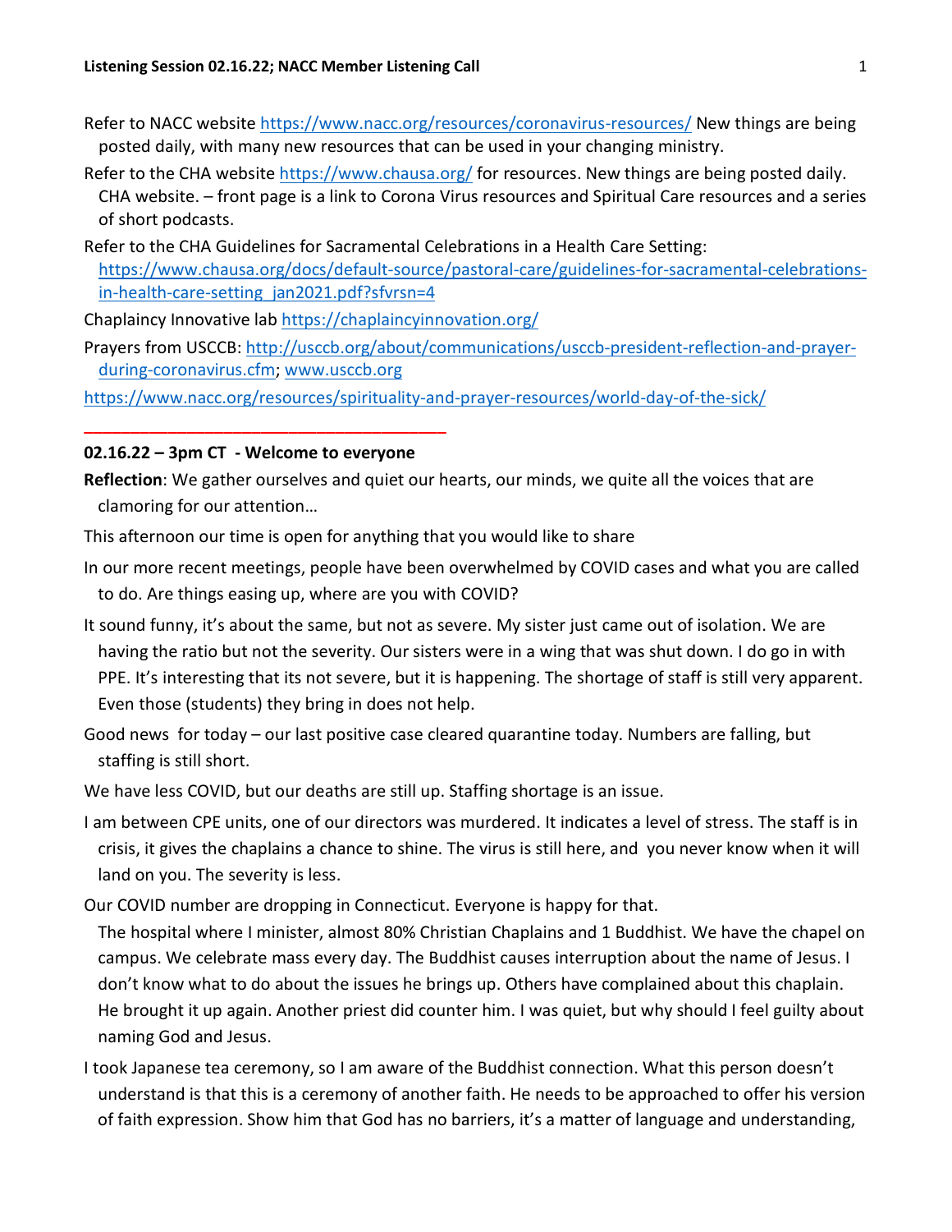Refer to NACC website https://www.nacc.org/resources/coronavirus-resources/ New things are being posted daily, with many new resources that can be used in your changing ministry.

Refer to the CHA website https://www.chausa.org/ for resources. New things are being posted daily. CHA website. – front page is a link to Corona Virus resources and Spiritual Care resources and a series of short podcasts.

Refer to the CHA Guidelines for Sacramental Celebrations in a Health Care Setting: https://www.chausa.org/docs/default-source/pastoral-care/guidelines-for-sacramental-celebrations-in-health-care-setting_jan2021.pdf?sfvrsn=4

Chaplaincy Innovative lab https://chaplaincyinnovation.org/

Prayers from USCCB: http://usccb.org/about/communications/usccb-president-reflection-and-prayer-during-coronavirus.cfm; www.usccb.org

https://www.nacc.org/resources/spirituality-and-prayer-resources/world-day-of-the-sick/

---

**02.16.22 – 3pm CT - Welcome to everyone**

**Reflection**: We gather ourselves and quiet our hearts, our minds, we quite all the voices that are clamoring for our attention…

This afternoon our time is open for anything that you would like to share

In our more recent meetings, people have been overwhelmed by COVID cases and what you are called to do. Are things easing up, where are you with COVID?

It sound funny, it's about the same, but not as severe. My sister just came out of isolation. We are having the ratio but not the severity. Our sisters were in a wing that was shut down. I do go in with PPE. It's interesting that its not severe, but it is happening. The shortage of staff is still very apparent. Even those (students) they bring in does not help.

Good news for today – our last positive case cleared quarantine today. Numbers are falling, but staffing is still short.

We have less COVID, but our deaths are still up. Staffing shortage is an issue.

I am between CPE units, one of our directors was murdered. It indicates a level of stress. The staff is in crisis, it gives the chaplains a chance to shine. The virus is still here, and you never know when it will land on you. The severity is less.

Our COVID number are dropping in Connecticut. Everyone is happy for that.

The hospital where I minister, almost 80% Christian Chaplains and 1 Buddhist. We have the chapel on campus. We celebrate mass every day. The Buddhist causes interruption about the name of Jesus. I don't know what to do about the issues he brings up. Others have complained about this chaplain. He brought it up again. Another priest did counter him. I was quiet, but why should I feel guilty about naming God and Jesus.

I took Japanese tea ceremony, so I am aware of the Buddhist connection. What this person doesn't understand is that this is a ceremony of another faith. He needs to be approached to offer his version of faith expression. Show him that God has no barriers, it's a matter of language and understanding,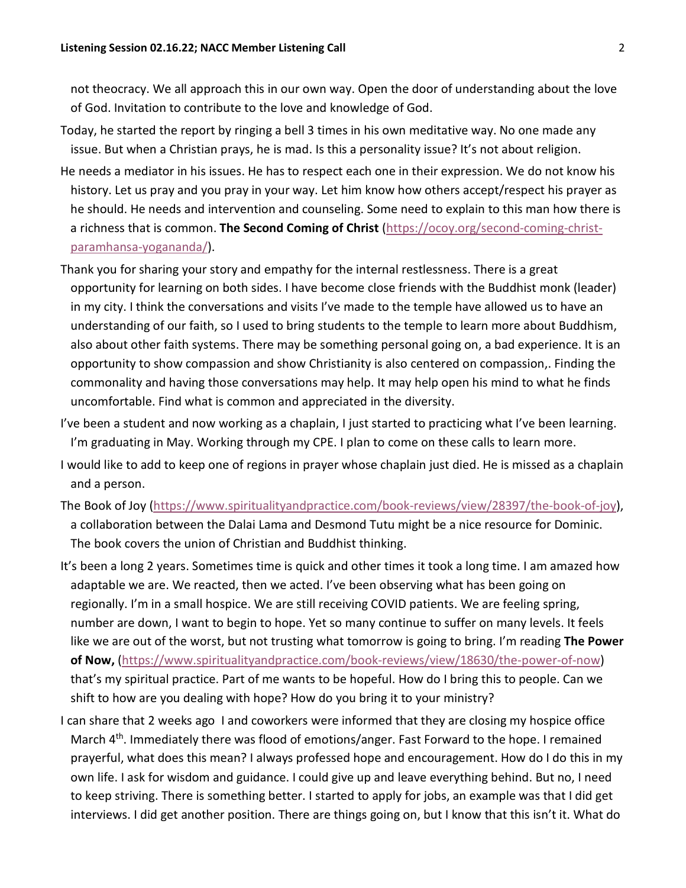not theocracy. We all approach this in our own way. Open the door of understanding about the love of God. Invitation to contribute to the love and knowledge of God.

Today, he started the report by ringing a bell 3 times in his own meditative way. No one made any issue. But when a Christian prays, he is mad. Is this a personality issue? It's not about religion.

He needs a mediator in his issues. He has to respect each one in their expression. We do not know his history. Let us pray and you pray in your way. Let him know how others accept/respect his prayer as he should. He needs and intervention and counseling. Some need to explain to this man how there is a richness that is common. **The Second Coming of Christ** (https://ocoy.org/second-coming-christ-paramhansa-yogananda/).

Thank you for sharing your story and empathy for the internal restlessness. There is a great opportunity for learning on both sides. I have become close friends with the Buddhist monk (leader) in my city. I think the conversations and visits I've made to the temple have allowed us to have an understanding of our faith, so I used to bring students to the temple to learn more about Buddhism, also about other faith systems. There may be something personal going on, a bad experience. It is an opportunity to show compassion and show Christianity is also centered on compassion,. Finding the commonality and having those conversations may help. It may help open his mind to what he finds uncomfortable. Find what is common and appreciated in the diversity.

I've been a student and now working as a chaplain, I just started to practicing what I've been learning. I'm graduating in May. Working through my CPE. I plan to come on these calls to learn more.

I would like to add to keep one of regions in prayer whose chaplain just died. He is missed as a chaplain and a person.

The Book of Joy (https://www.spiritualityandpractice.com/book-reviews/view/28397/the-book-of-joy), a collaboration between the Dalai Lama and Desmond Tutu might be a nice resource for Dominic. The book covers the union of Christian and Buddhist thinking.

It's been a long 2 years. Sometimes time is quick and other times it took a long time. I am amazed how adaptable we are. We reacted, then we acted. I've been observing what has been going on regionally. I'm in a small hospice. We are still receiving COVID patients. We are feeling spring, number are down, I want to begin to hope. Yet so many continue to suffer on many levels. It feels like we are out of the worst, but not trusting what tomorrow is going to bring. I'm reading **The Power of Now,** (https://www.spiritualityandpractice.com/book-reviews/view/18630/the-power-of-now) that's my spiritual practice. Part of me wants to be hopeful. How do I bring this to people. Can we shift to how are you dealing with hope? How do you bring it to your ministry?

I can share that 2 weeks ago I and coworkers were informed that they are closing my hospice office March 4th. Immediately there was flood of emotions/anger. Fast Forward to the hope. I remained prayerful, what does this mean? I always professed hope and encouragement. How do I do this in my own life. I ask for wisdom and guidance. I could give up and leave everything behind. But no, I need to keep striving. There is something better. I started to apply for jobs, an example was that I did get interviews. I did get another position. There are things going on, but I know that this isn't it. What do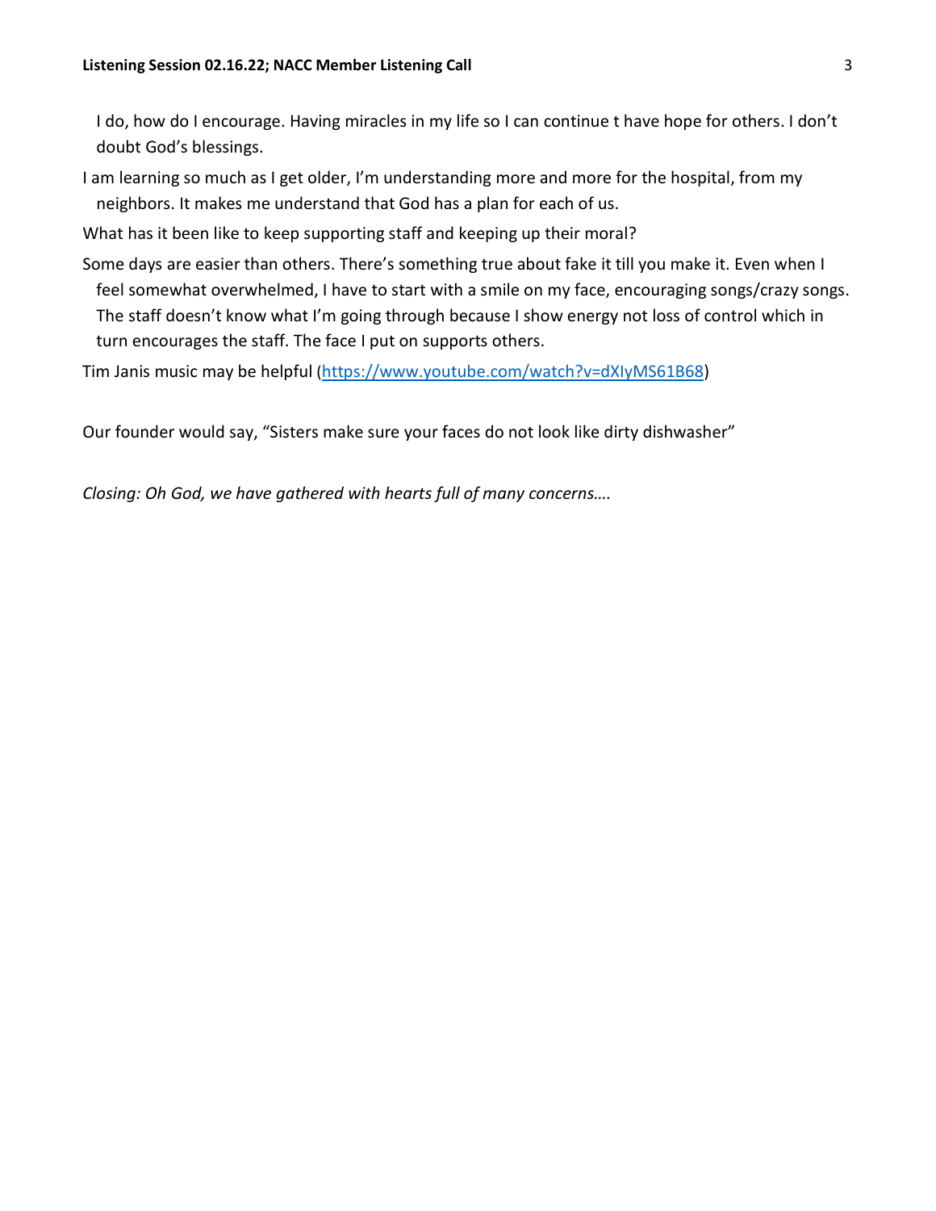I do, how do I encourage. Having miracles in my life so I can continue t have hope for others. I don't doubt God's blessings.

I am learning so much as I get older, I'm understanding more and more for the hospital, from my neighbors. It makes me understand that God has a plan for each of us.

What has it been like to keep supporting staff and keeping up their moral?

Some days are easier than others. There's something true about fake it till you make it. Even when I feel somewhat overwhelmed, I have to start with a smile on my face, encouraging songs/crazy songs. The staff doesn't know what I'm going through because I show energy not loss of control which in turn encourages the staff. The face I put on supports others.

Tim Janis music may be helpful (https://www.youtube.com/watch?v=dXIyMS61B68)

Our founder would say, "Sisters make sure your faces do not look like dirty dishwasher"

*Closing: Oh God, we have gathered with hearts full of many concerns….*